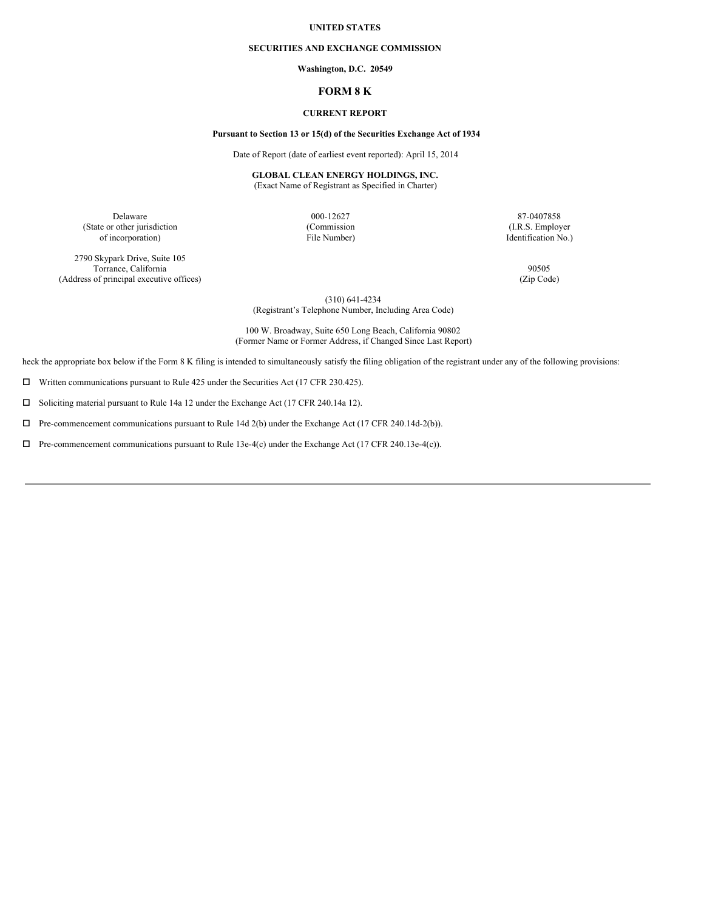**UNITED STATES**

**SECURITIES AND EXCHANGE COMMISSION**

**Washington, D.C. 20549**

# FORM 8 K

**CURRENT REPORT**

**Pursuant to Section 13 or 15(d) of the Securities Exchange Act of 1934**

Date of Report (date of earliest event reported): April 15, 2014

**GLOBAL CLEAN ENERGY HOLDINGS, INC.**
(Exact Name of Registrant as Specified in Charter)

| Delaware | 000-12627 | 87-0407858 |
|---|---|---|
| (State or other jurisdiction of incorporation) | (Commission File Number) | (I.R.S. Employer Identification No.) |

| 2790 Skypark Drive, Suite 105 Torrance, California | 90505 |
|---|---|
| (Address of principal executive offices) | (Zip Code) |

(310) 641-4234
(Registrant's Telephone Number, Including Area Code)

100 W. Broadway, Suite 650 Long Beach, California 90802
(Former Name or Former Address, if Changed Since Last Report)

heck the appropriate box below if the Form 8 K filing is intended to simultaneously satisfy the filing obligation of the registrant under any of the following provisions:

☐ Written communications pursuant to Rule 425 under the Securities Act (17 CFR 230.425).

☐ Soliciting material pursuant to Rule 14a 12 under the Exchange Act (17 CFR 240.14a 12).

☐ Pre-commencement communications pursuant to Rule 14d 2(b) under the Exchange Act (17 CFR 240.14d-2(b)).

☐ Pre-commencement communications pursuant to Rule 13e-4(c) under the Exchange Act (17 CFR 240.13e-4(c)).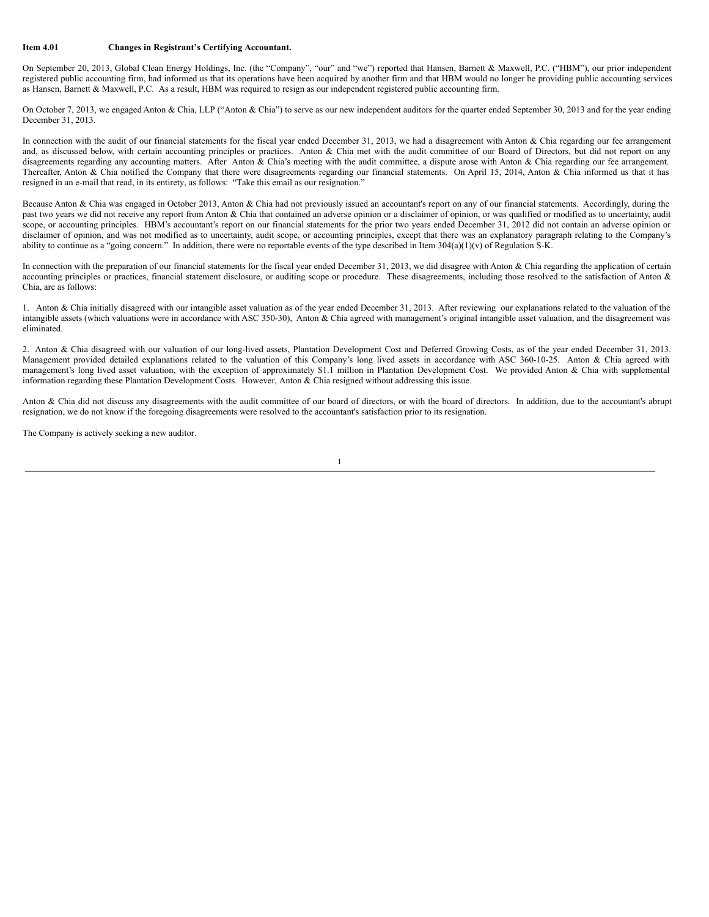**Item 4.01 Changes in Registrant's Certifying Accountant.**

On September 20, 2013, Global Clean Energy Holdings, Inc. (the "Company", "our" and "we") reported that Hansen, Barnett & Maxwell, P.C. ("HBM"), our prior independent registered public accounting firm, had informed us that its operations have been acquired by another firm and that HBM would no longer be providing public accounting services as Hansen, Barnett & Maxwell, P.C. As a result, HBM was required to resign as our independent registered public accounting firm.

On October 7, 2013, we engaged Anton & Chia, LLP ("Anton & Chia") to serve as our new independent auditors for the quarter ended September 30, 2013 and for the year ending December 31, 2013.

In connection with the audit of our financial statements for the fiscal year ended December 31, 2013, we had a disagreement with Anton & Chia regarding our fee arrangement and, as discussed below, with certain accounting principles or practices. Anton & Chia met with the audit committee of our Board of Directors, but did not report on any disagreements regarding any accounting matters. After Anton & Chia's meeting with the audit committee, a dispute arose with Anton & Chia regarding our fee arrangement. Thereafter, Anton & Chia notified the Company that there were disagreements regarding our financial statements. On April 15, 2014, Anton & Chia informed us that it has resigned in an e-mail that read, in its entirety, as follows: "Take this email as our resignation."

Because Anton & Chia was engaged in October 2013, Anton & Chia had not previously issued an accountant's report on any of our financial statements. Accordingly, during the past two years we did not receive any report from Anton & Chia that contained an adverse opinion or a disclaimer of opinion, or was qualified or modified as to uncertainty, audit scope, or accounting principles. HBM's accountant's report on our financial statements for the prior two years ended December 31, 2012 did not contain an adverse opinion or disclaimer of opinion, and was not modified as to uncertainty, audit scope, or accounting principles, except that there was an explanatory paragraph relating to the Company's ability to continue as a "going concern." In addition, there were no reportable events of the type described in Item 304(a)(1)(v) of Regulation S-K.

In connection with the preparation of our financial statements for the fiscal year ended December 31, 2013, we did disagree with Anton & Chia regarding the application of certain accounting principles or practices, financial statement disclosure, or auditing scope or procedure. These disagreements, including those resolved to the satisfaction of Anton & Chia, are as follows:

1. Anton & Chia initially disagreed with our intangible asset valuation as of the year ended December 31, 2013. After reviewing our explanations related to the valuation of the intangible assets (which valuations were in accordance with ASC 350-30), Anton & Chia agreed with management's original intangible asset valuation, and the disagreement was eliminated.

2. Anton & Chia disagreed with our valuation of our long-lived assets, Plantation Development Cost and Deferred Growing Costs, as of the year ended December 31, 2013. Management provided detailed explanations related to the valuation of this Company's long lived assets in accordance with ASC 360-10-25. Anton & Chia agreed with management's long lived asset valuation, with the exception of approximately $1.1 million in Plantation Development Cost. We provided Anton & Chia with supplemental information regarding these Plantation Development Costs. However, Anton & Chia resigned without addressing this issue.

Anton & Chia did not discuss any disagreements with the audit committee of our board of directors, or with the board of directors. In addition, due to the accountant's abrupt resignation, we do not know if the foregoing disagreements were resolved to the accountant's satisfaction prior to its resignation.

The Company is actively seeking a new auditor.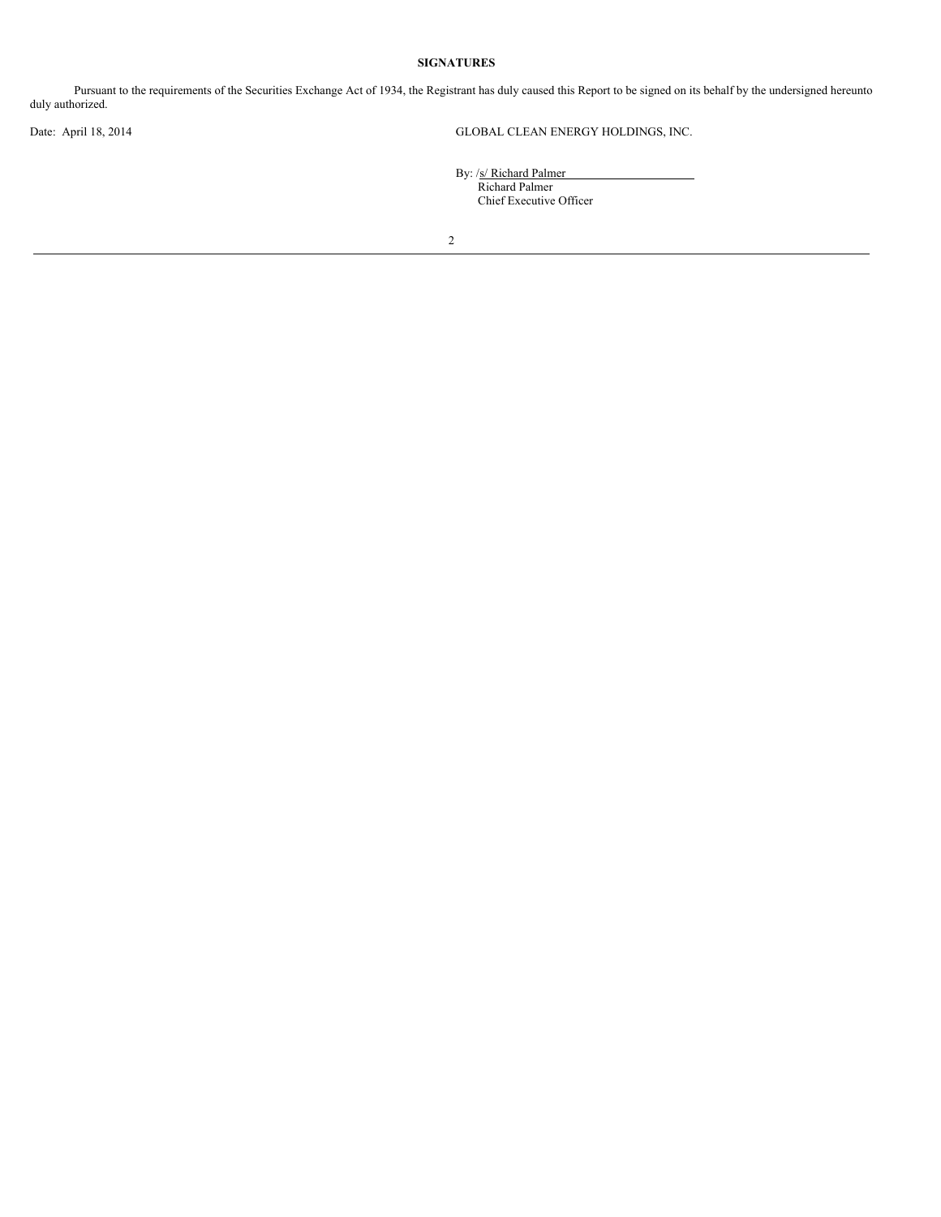**SIGNATURES**

Pursuant to the requirements of the Securities Exchange Act of 1934, the Registrant has duly caused this Report to be signed on its behalf by the undersigned hereunto duly authorized.

Date: April 18, 2014

GLOBAL CLEAN ENERGY HOLDINGS, INC.

By: /s/ Richard Palmer  
Richard Palmer  
Chief Executive Officer